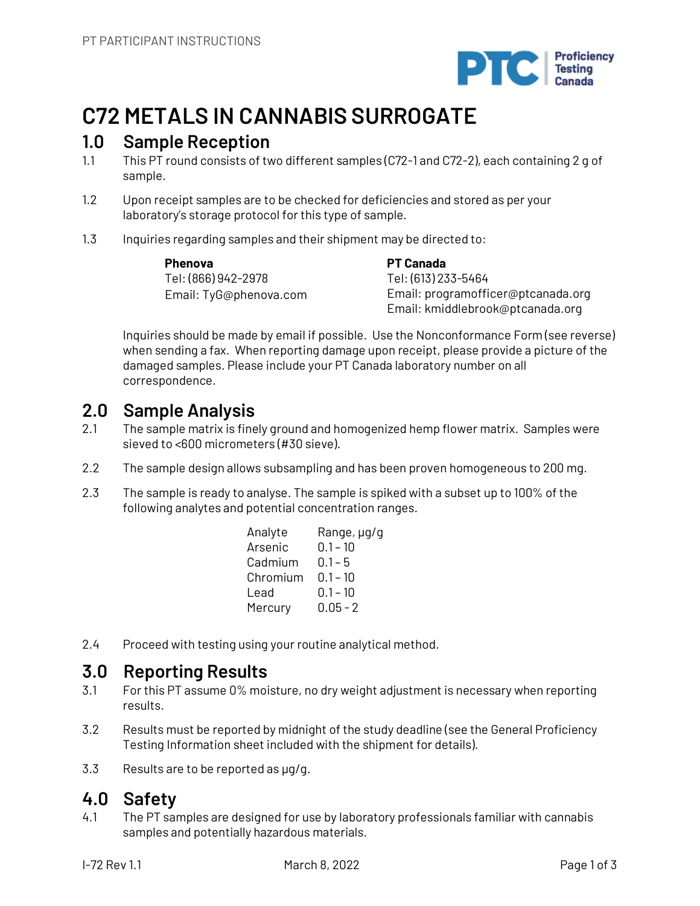# C72 METALS IN CANNABIS SURROGATE

## 1.0 Sample Reception

1.1 This PT round consists of two different samples (C72-1 and C72-2), each containing 2 g of sample.

1.2 Upon receipt samples are to be checked for deficiencies and stored as per your laboratory's storage protocol for this type of sample.

1.3 Inquiries regarding samples and their shipment may be directed to:

**Phenova**
Tel: (866) 942-2978
Email: TyG@phenova.com

**PT Canada**
Tel: (613) 233-5464
Email: programofficer@ptcanada.org
Email: kmiddlebrook@ptcanada.org

Inquiries should be made by email if possible. Use the Nonconformance Form (see reverse) when sending a fax. When reporting damage upon receipt, please provide a picture of the damaged samples. Please include your PT Canada laboratory number on all correspondence.

## 2.0 Sample Analysis

2.1 The sample matrix is finely ground and homogenized hemp flower matrix. Samples were sieved to <600 micrometers (#30 sieve).

2.2 The sample design allows subsampling and has been proven homogeneous to 200 mg.

2.3 The sample is ready to analyse. The sample is spiked with a subset up to 100% of the following analytes and potential concentration ranges.

| Analyte | Range, µg/g |
|---|---|
| Arsenic | 0.1 – 10 |
| Cadmium | 0.1 – 5 |
| Chromium | 0.1 – 10 |
| Lead | 0.1 – 10 |
| Mercury | 0.05 - 2 |

2.4 Proceed with testing using your routine analytical method.

## 3.0 Reporting Results

3.1 For this PT assume 0% moisture, no dry weight adjustment is necessary when reporting results.

3.2 Results must be reported by midnight of the study deadline (see the General Proficiency Testing Information sheet included with the shipment for details).

3.3 Results are to be reported as µg/g.

## 4.0 Safety

4.1 The PT samples are designed for use by laboratory professionals familiar with cannabis samples and potentially hazardous materials.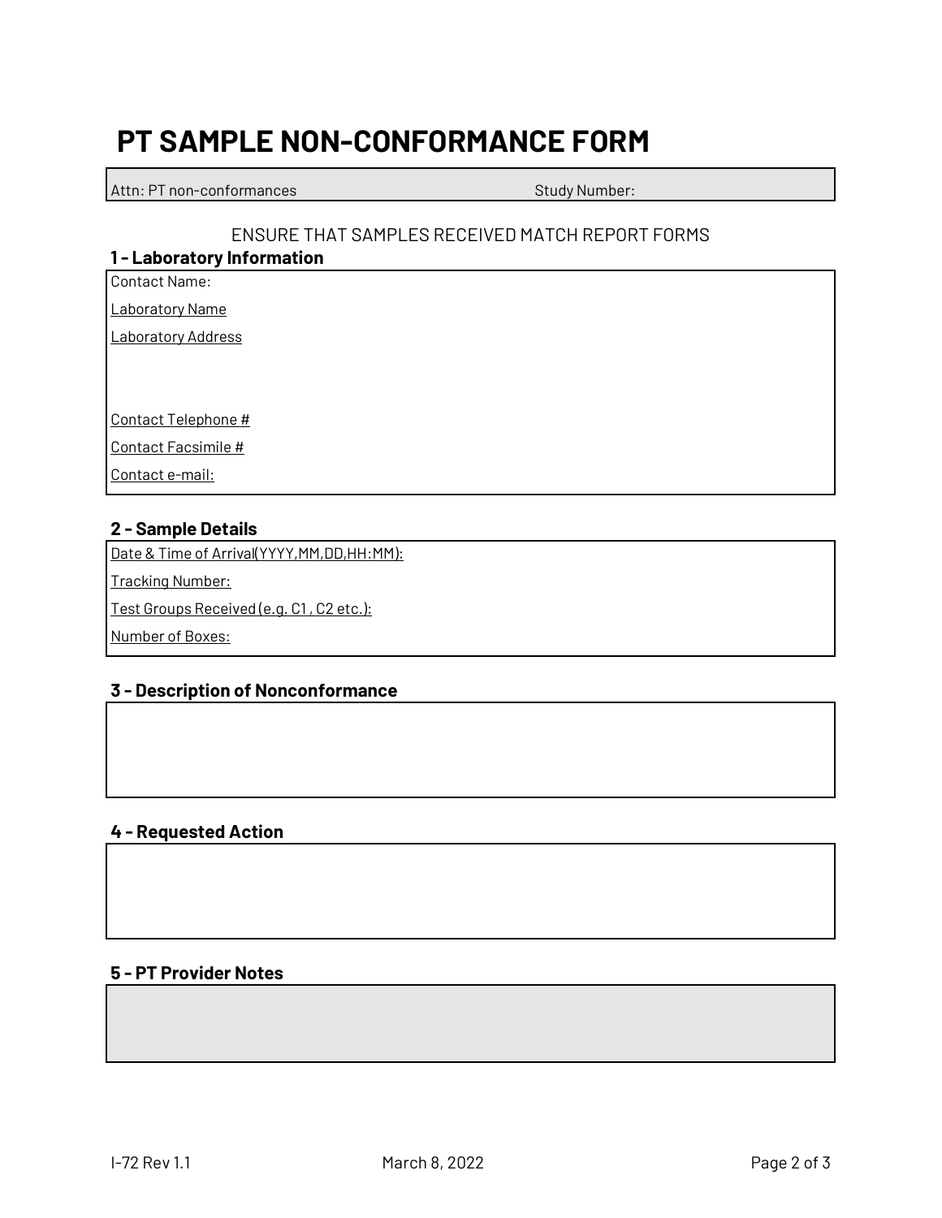# PT SAMPLE NON-CONFORMANCE FORM

| | |
|---|---|
| Attn: PT non-conformances | Study Number: |

ENSURE THAT SAMPLES RECEIVED MATCH REPORT FORMS

## 1 - Laboratory Information

Contact Name:

Laboratory Name

Laboratory Address

Contact Telephone #

Contact Facsimile #

Contact e-mail:

## 2 - Sample Details

Date & Time of Arrival(YYYY,MM,DD,HH:MM):

Tracking Number:

Test Groups Received (e.g. C1 , C2 etc.):

Number of Boxes:

## 3 - Description of Nonconformance

## 4 - Requested Action

## 5 - PT Provider Notes

I-72 Rev 1.1

March 8, 2022